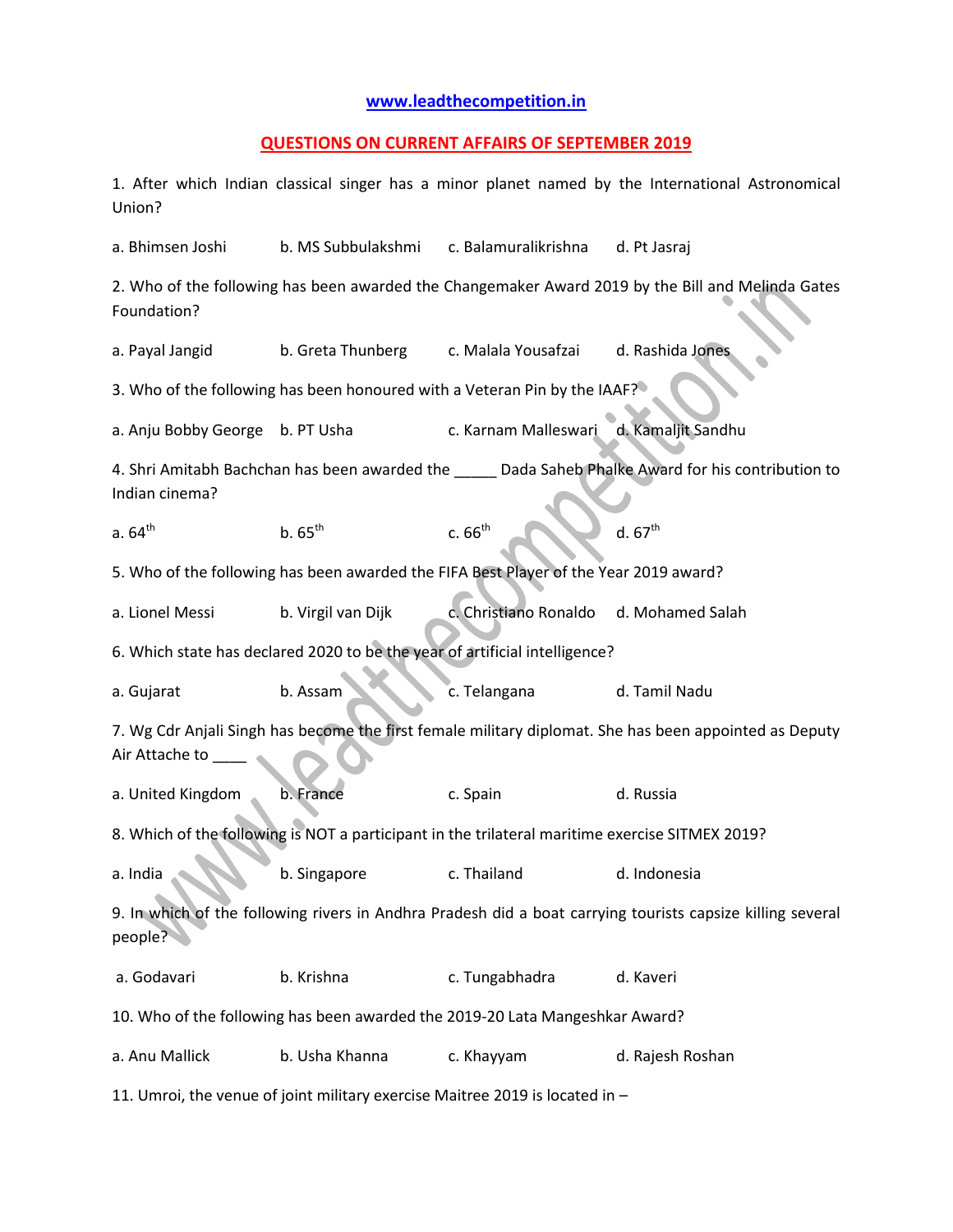www.leadthecompetition.in

## QUESTIONS ON CURRENT AFFAIRS OF SEPTEMBER 2019

1. After which Indian classical singer has a minor planet named by the International Astronomical Union?

a. Bhimsen Joshi b. MS Subbulakshmi c. Balamuralikrishna d. Pt Jasraj

2. Who of the following has been awarded the Changemaker Award 2019 by the Bill and Melinda Gates Foundation?

a. Payal Jangid b. Greta Thunberg c. Malala Yousafzai d. Rashida Jones

3. Who of the following has been honoured with a Veteran Pin by the IAAF?

a. Anju Bobby George b. PT Usha c. Karnam Malleswari d. Kamaljit Sandhu

4. Shri Amitabh Bachchan has been awarded the _____ Dada Saheb Phalke Award for his contribution to Indian cinema?

a. 64th b. 65th c. 66th d. 67th

5. Who of the following has been awarded the FIFA Best Player of the Year 2019 award?

a. Lionel Messi b. Virgil van Dijk c. Christiano Ronaldo d. Mohamed Salah

6. Which state has declared 2020 to be the year of artificial intelligence?

a. Gujarat b. Assam c. Telangana d. Tamil Nadu

7. Wg Cdr Anjali Singh has become the first female military diplomat. She has been appointed as Deputy Air Attache to ____

a. United Kingdom b. France c. Spain d. Russia

8. Which of the following is NOT a participant in the trilateral maritime exercise SITMEX 2019?

a. India b. Singapore c. Thailand d. Indonesia

9. In which of the following rivers in Andhra Pradesh did a boat carrying tourists capsize killing several people?

a. Godavari b. Krishna c. Tungabhadra d. Kaveri

10. Who of the following has been awarded the 2019-20 Lata Mangeshkar Award?

a. Anu Mallick b. Usha Khanna c. Khayyam d. Rajesh Roshan

11. Umroi, the venue of joint military exercise Maitree 2019 is located in –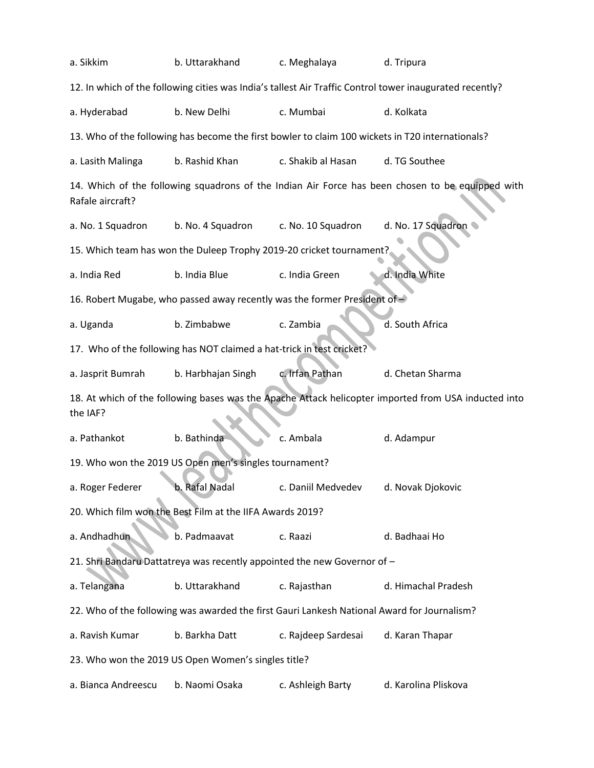a. Sikkim b. Uttarakhand c. Meghalaya d. Tripura

12. In which of the following cities was India's tallest Air Traffic Control tower inaugurated recently?

a. Hyderabad b. New Delhi c. Mumbai d. Kolkata

13. Who of the following has become the first bowler to claim 100 wickets in T20 internationals?

a. Lasith Malinga b. Rashid Khan c. Shakib al Hasan d. TG Southee

14. Which of the following squadrons of the Indian Air Force has been chosen to be equipped with Rafale aircraft?

a. No. 1 Squadron b. No. 4 Squadron c. No. 10 Squadron d. No. 17 Squadron

15. Which team has won the Duleep Trophy 2019-20 cricket tournament?

a. India Red b. India Blue c. India Green d. India White

16. Robert Mugabe, who passed away recently was the former President of –

a. Uganda b. Zimbabwe c. Zambia d. South Africa

17. Who of the following has NOT claimed a hat-trick in test cricket?

a. Jasprit Bumrah b. Harbhajan Singh c. Irfan Pathan d. Chetan Sharma

18. At which of the following bases was the Apache Attack helicopter imported from USA inducted into the IAF?

a. Pathankot b. Bathinda c. Ambala d. Adampur

19. Who won the 2019 US Open men's singles tournament?

a. Roger Federer b. Rafal Nadal c. Daniil Medvedev d. Novak Djokovic

20. Which film won the Best Film at the IIFA Awards 2019?

a. Andhadhun b. Padmaavat c. Raazi d. Badhaai Ho

21. Shri Bandaru Dattatreya was recently appointed the new Governor of –

a. Telangana b. Uttarakhand c. Rajasthan d. Himachal Pradesh

22. Who of the following was awarded the first Gauri Lankesh National Award for Journalism?

a. Ravish Kumar b. Barkha Datt c. Rajdeep Sardesai d. Karan Thapar

23. Who won the 2019 US Open Women's singles title?

a. Bianca Andreescu b. Naomi Osaka c. Ashleigh Barty d. Karolina Pliskova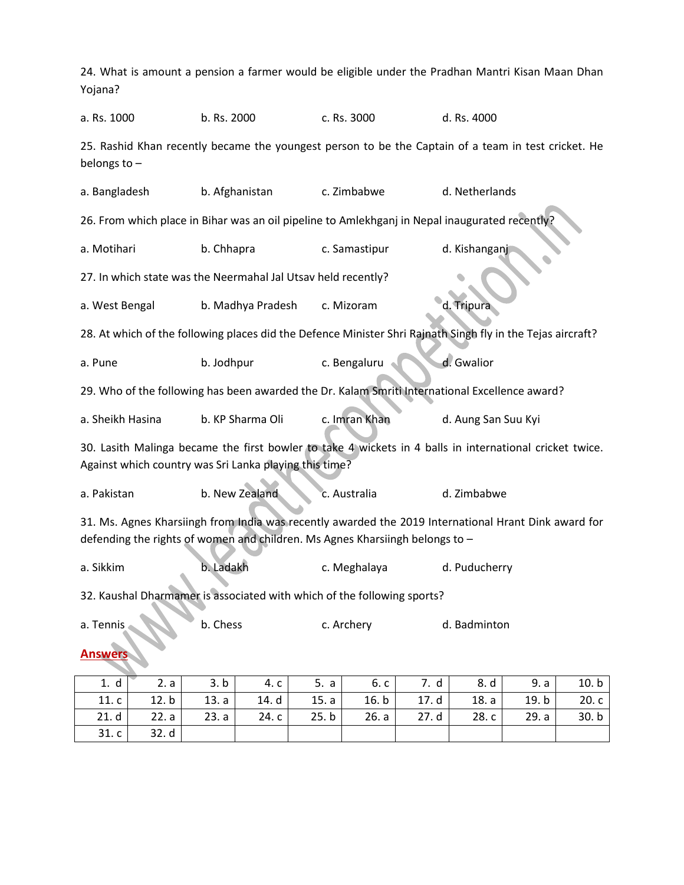24. What is amount a pension a farmer would be eligible under the Pradhan Mantri Kisan Maan Dhan Yojana?

a. Rs. 1000 b. Rs. 2000 c. Rs. 3000 d. Rs. 4000

25. Rashid Khan recently became the youngest person to be the Captain of a team in test cricket. He belongs to –

a. Bangladesh b. Afghanistan c. Zimbabwe d. Netherlands

26. From which place in Bihar was an oil pipeline to Amlekhganj in Nepal inaugurated recently?

a. Motihari b. Chhapra c. Samastipur d. Kishanganj

27. In which state was the Neermahal Jal Utsav held recently?

a. West Bengal b. Madhya Pradesh c. Mizoram d. Tripura

28. At which of the following places did the Defence Minister Shri Rajnath Singh fly in the Tejas aircraft?

a. Pune b. Jodhpur c. Bengaluru d. Gwalior

29. Who of the following has been awarded the Dr. Kalam Smriti International Excellence award?

a. Sheikh Hasina b. KP Sharma Oli c. Imran Khan d. Aung San Suu Kyi

30. Lasith Malinga became the first bowler to take 4 wickets in 4 balls in international cricket twice. Against which country was Sri Lanka playing this time?

a. Pakistan b. New Zealand c. Australia d. Zimbabwe

31. Ms. Agnes Kharsiingh from India was recently awarded the 2019 International Hrant Dink award for defending the rights of women and children. Ms Agnes Kharsiingh belongs to –

a. Sikkim b. Ladakh c. Meghalaya d. Puducherry

32. Kaushal Dharmamer is associated with which of the following sports?

a. Tennis b. Chess c. Archery d. Badminton

**Answers**

| | | | | | | | | | |
|---|---|---|---|---|---|---|---|---|---|
| 1. d | 2. a | 3. b | 4. c | 5. a | 6. c | 7. d | 8. d | 9. a | 10. b |
| 11. c | 12. b | 13. a | 14. d | 15. a | 16. b | 17. d | 18. a | 19. b | 20. c |
| 21. d | 22. a | 23. a | 24. c | 25. b | 26. a | 27. d | 28. c | 29. a | 30. b |
| 31. c | 32. d | | | | | | | | |